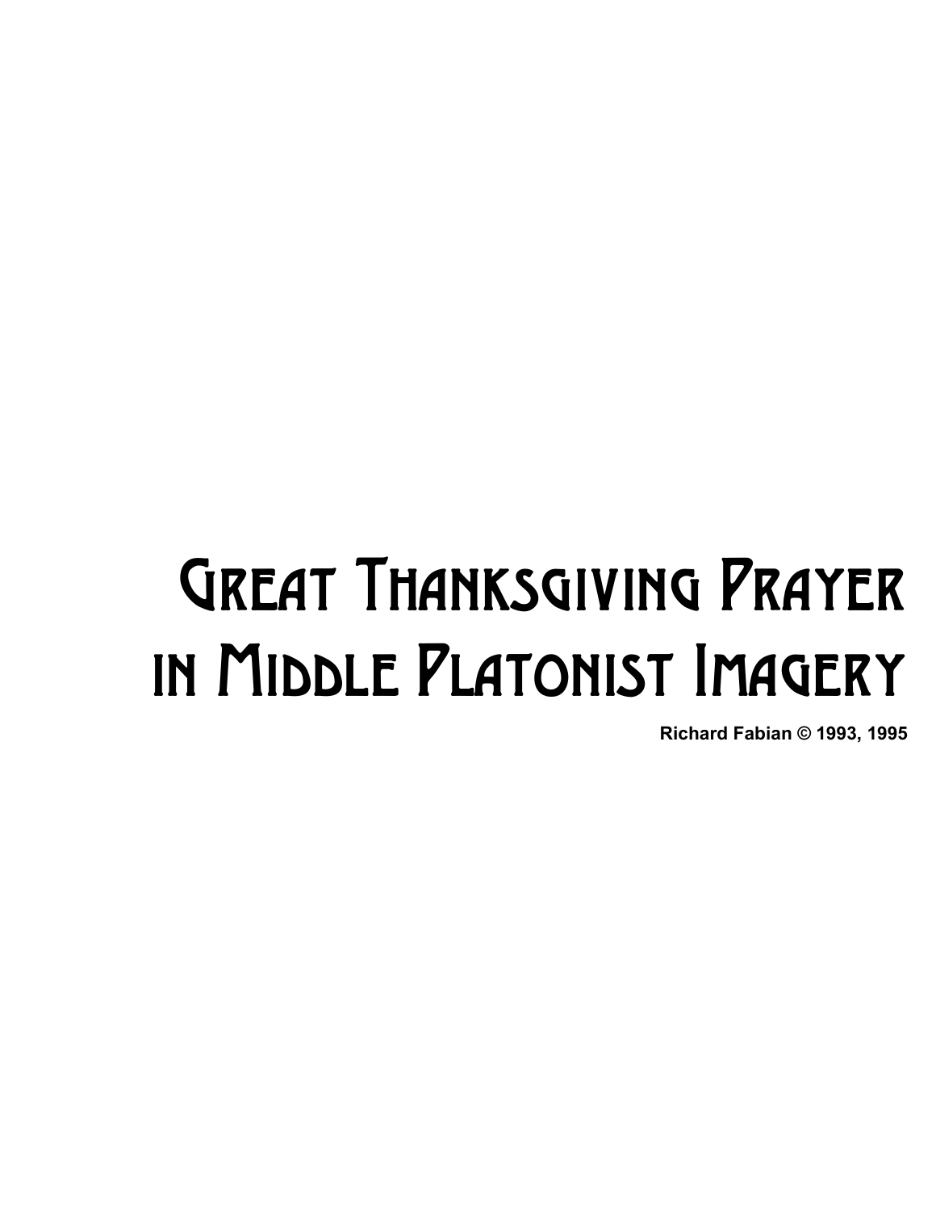# Great Thanksgiving Prayer in Middle Platonist Imagery

**Richard Fabian © 1993, 1995**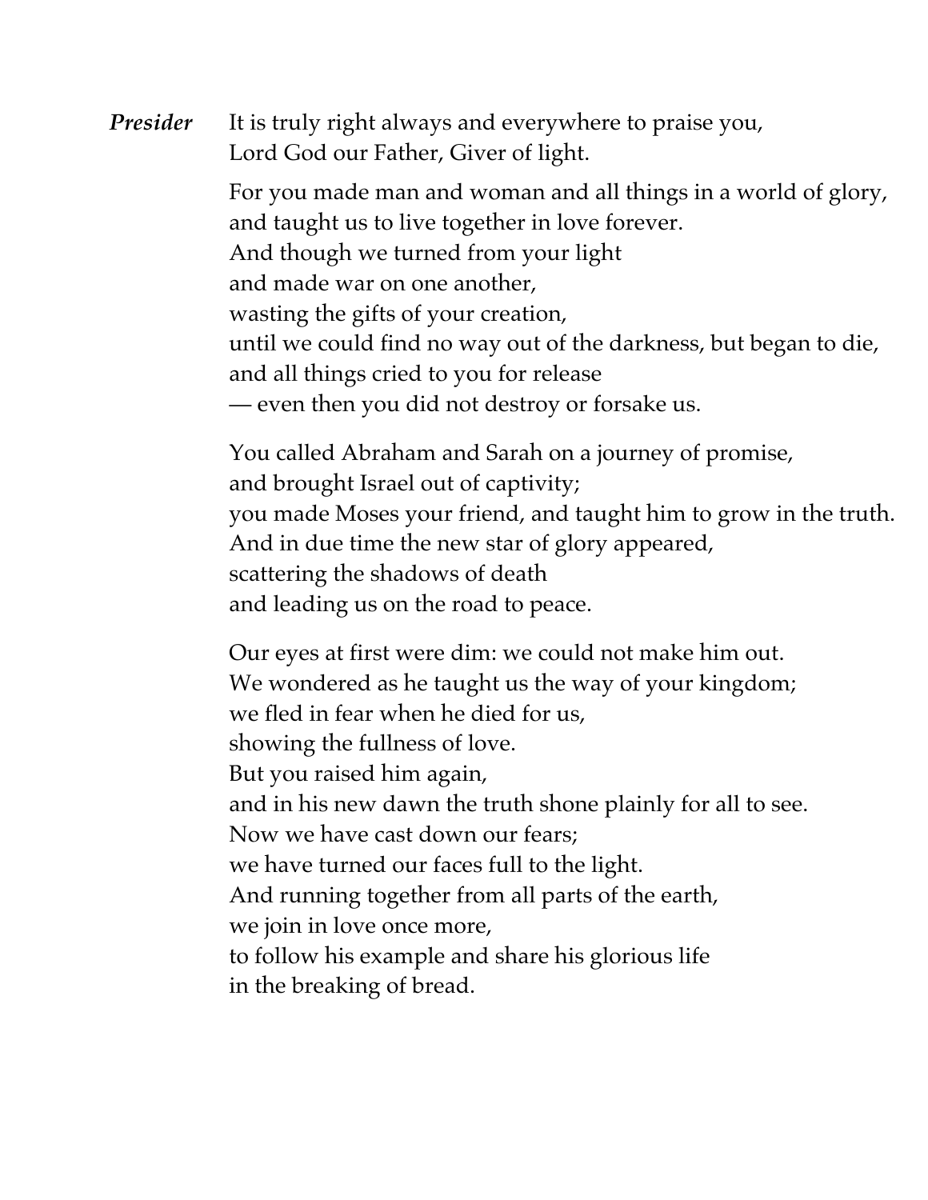***Presider*** It is truly right always and everywhere to praise you,
Lord God our Father, Giver of light.

For you made man and woman and all things in a world of glory,
and taught us to live together in love forever.
And though we turned from your light
and made war on one another,
wasting the gifts of your creation,
until we could find no way out of the darkness, but began to die,
and all things cried to you for release
— even then you did not destroy or forsake us.

You called Abraham and Sarah on a journey of promise,
and brought Israel out of captivity;
you made Moses your friend, and taught him to grow in the truth.
And in due time the new star of glory appeared,
scattering the shadows of death
and leading us on the road to peace.

Our eyes at first were dim: we could not make him out.
We wondered as he taught us the way of your kingdom;
we fled in fear when he died for us,
showing the fullness of love.
But you raised him again,
and in his new dawn the truth shone plainly for all to see.
Now we have cast down our fears;
we have turned our faces full to the light.
And running together from all parts of the earth,
we join in love once more,
to follow his example and share his glorious life
in the breaking of bread.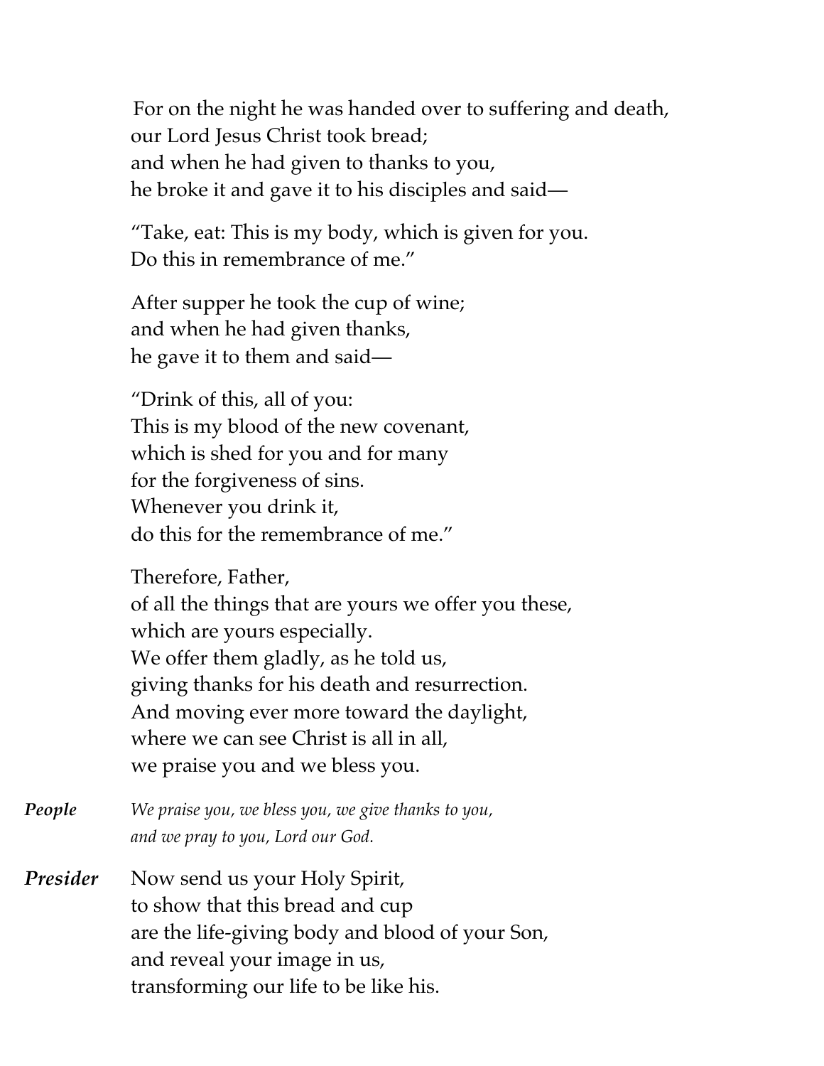For on the night he was handed over to suffering and death,
our Lord Jesus Christ took bread;
and when he had given to thanks to you,
he broke it and gave it to his disciples and said—

"Take, eat: This is my body, which is given for you.
Do this in remembrance of me."

After supper he took the cup of wine;
and when he had given thanks,
he gave it to them and said—

"Drink of this, all of you:
This is my blood of the new covenant,
which is shed for you and for many
for the forgiveness of sins.
Whenever you drink it,
do this for the remembrance of me."

Therefore, Father,
of all the things that are yours we offer you these,
which are yours especially.
We offer them gladly, as he told us,
giving thanks for his death and resurrection.
And moving ever more toward the daylight,
where we can see Christ is all in all,
we praise you and we bless you.

***People*** *We praise you, we bless you, we give thanks to you,*
*and we pray to you, Lord our God.*

***Presider*** Now send us your Holy Spirit,
to show that this bread and cup
are the life-giving body and blood of your Son,
and reveal your image in us,
transforming our life to be like his.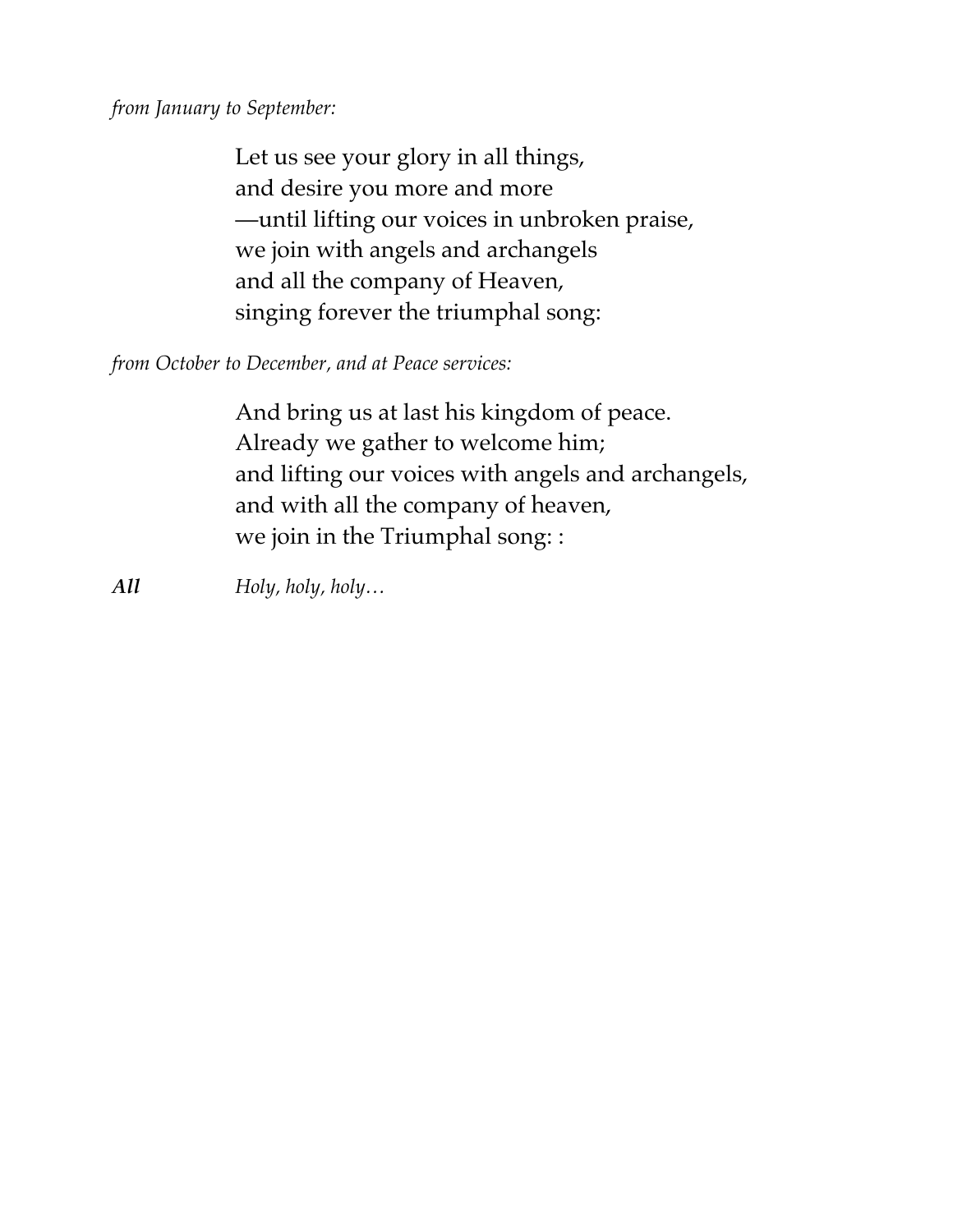*from January to September:*

Let us see your glory in all things,
and desire you more and more
—until lifting our voices in unbroken praise,
we join with angels and archangels
and all the company of Heaven,
singing forever the triumphal song:

*from October to December, and at Peace services:*

And bring us at last his kingdom of peace.
Already we gather to welcome him;
and lifting our voices with angels and archangels,
and with all the company of heaven,
we join in the Triumphal song: :

***All*** *Holy, holy, holy…*